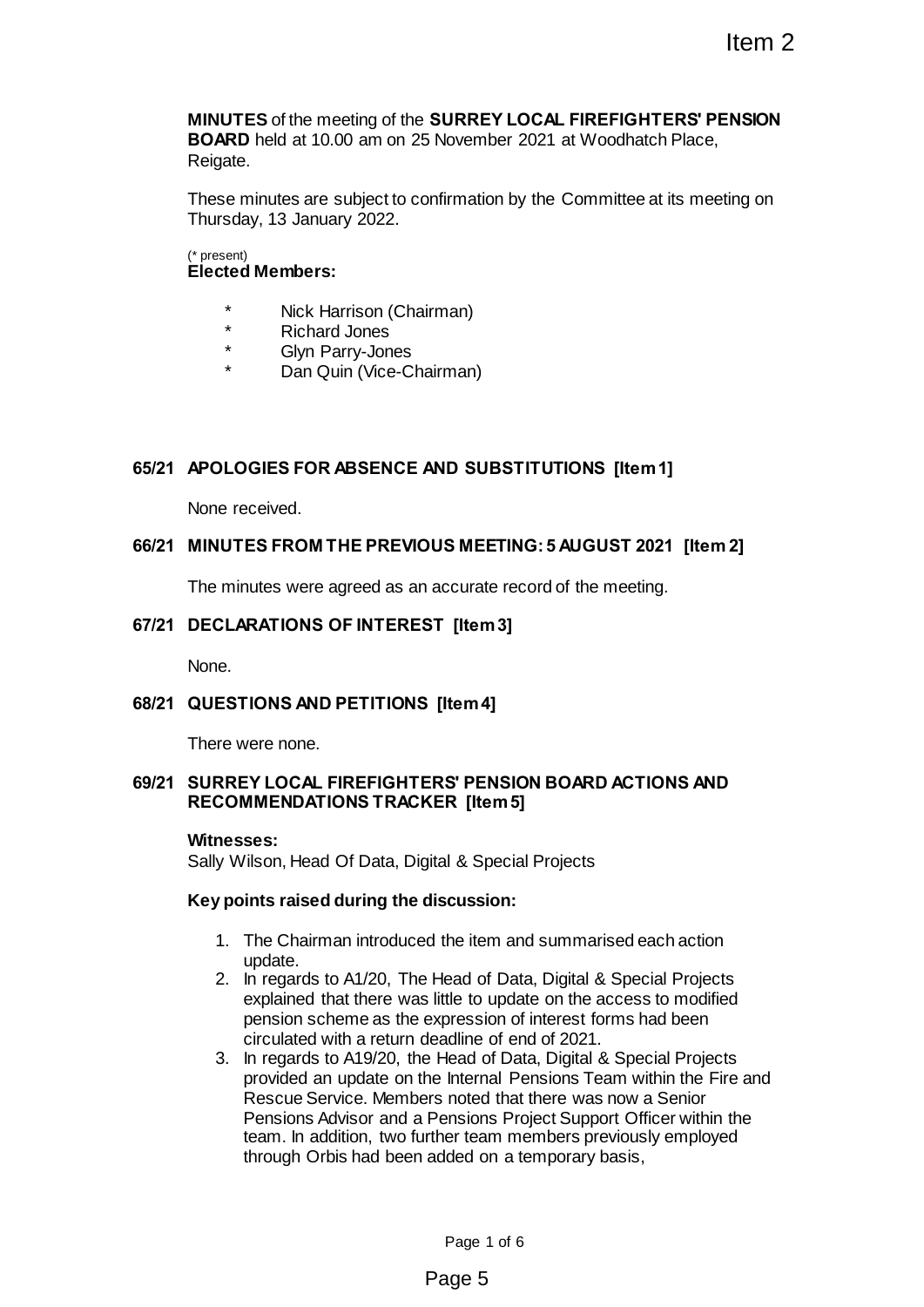Item 2

**MINUTES** of the meeting of the **SURREY LOCAL FIREFIGHTERS' PENSION BOARD** held at 10.00 am on 25 November 2021 at Woodhatch Place, Reigate.

These minutes are subject to confirmation by the Committee at its meeting on Thursday, 13 January 2022.

(* present)
**Elected Members:**

- \* Nick Harrison (Chairman)
- \* Richard Jones
- \* Glyn Parry-Jones
- \* Dan Quin (Vice-Chairman)

## 65/21 APOLOGIES FOR ABSENCE AND SUBSTITUTIONS [Item 1]

None received.

## 66/21 MINUTES FROM THE PREVIOUS MEETING: 5 AUGUST 2021 [Item 2]

The minutes were agreed as an accurate record of the meeting.

## 67/21 DECLARATIONS OF INTEREST [Item 3]

None.

## 68/21 QUESTIONS AND PETITIONS [Item 4]

There were none.

## 69/21 SURREY LOCAL FIREFIGHTERS' PENSION BOARD ACTIONS AND RECOMMENDATIONS TRACKER [Item 5]

**Witnesses:**
Sally Wilson, Head Of Data, Digital & Special Projects

**Key points raised during the discussion:**

1. The Chairman introduced the item and summarised each action update.
2. In regards to A1/20, The Head of Data, Digital & Special Projects explained that there was little to update on the access to modified pension scheme as the expression of interest forms had been circulated with a return deadline of end of 2021.
3. In regards to A19/20, the Head of Data, Digital & Special Projects provided an update on the Internal Pensions Team within the Fire and Rescue Service. Members noted that there was now a Senior Pensions Advisor and a Pensions Project Support Officer within the team. In addition, two further team members previously employed through Orbis had been added on a temporary basis,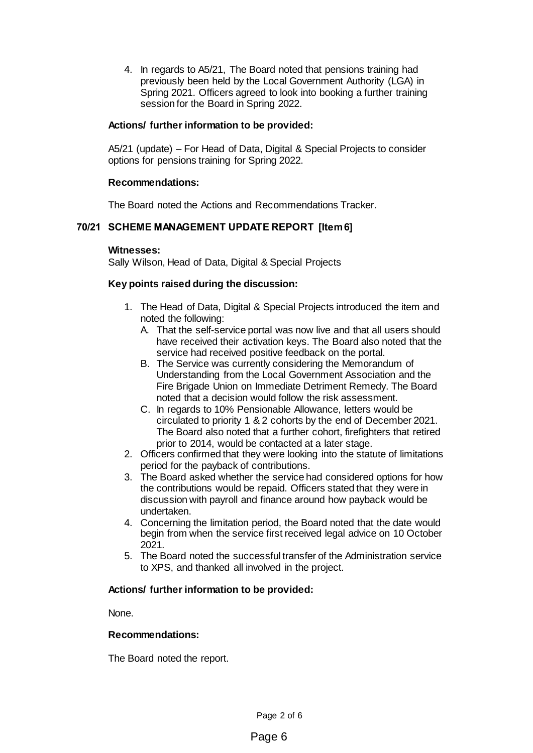4. In regards to A5/21, The Board noted that pensions training had previously been held by the Local Government Authority (LGA) in Spring 2021. Officers agreed to look into booking a further training session for the Board in Spring 2022.

**Actions/ further information to be provided:**

A5/21 (update) – For Head of Data, Digital & Special Projects to consider options for pensions training for Spring 2022.

**Recommendations:**

The Board noted the Actions and Recommendations Tracker.

## 70/21 SCHEME MANAGEMENT UPDATE REPORT [Item 6]

**Witnesses:**

Sally Wilson, Head of Data, Digital & Special Projects

**Key points raised during the discussion:**

1. The Head of Data, Digital & Special Projects introduced the item and noted the following:
   A. That the self-service portal was now live and that all users should have received their activation keys. The Board also noted that the service had received positive feedback on the portal.
   B. The Service was currently considering the Memorandum of Understanding from the Local Government Association and the Fire Brigade Union on Immediate Detriment Remedy. The Board noted that a decision would follow the risk assessment.
   C. In regards to 10% Pensionable Allowance, letters would be circulated to priority 1 & 2 cohorts by the end of December 2021. The Board also noted that a further cohort, firefighters that retired prior to 2014, would be contacted at a later stage.
2. Officers confirmed that they were looking into the statute of limitations period for the payback of contributions.
3. The Board asked whether the service had considered options for how the contributions would be repaid. Officers stated that they were in discussion with payroll and finance around how payback would be undertaken.
4. Concerning the limitation period, the Board noted that the date would begin from when the service first received legal advice on 10 October 2021.
5. The Board noted the successful transfer of the Administration service to XPS, and thanked all involved in the project.

**Actions/ further information to be provided:**

None.

**Recommendations:**

The Board noted the report.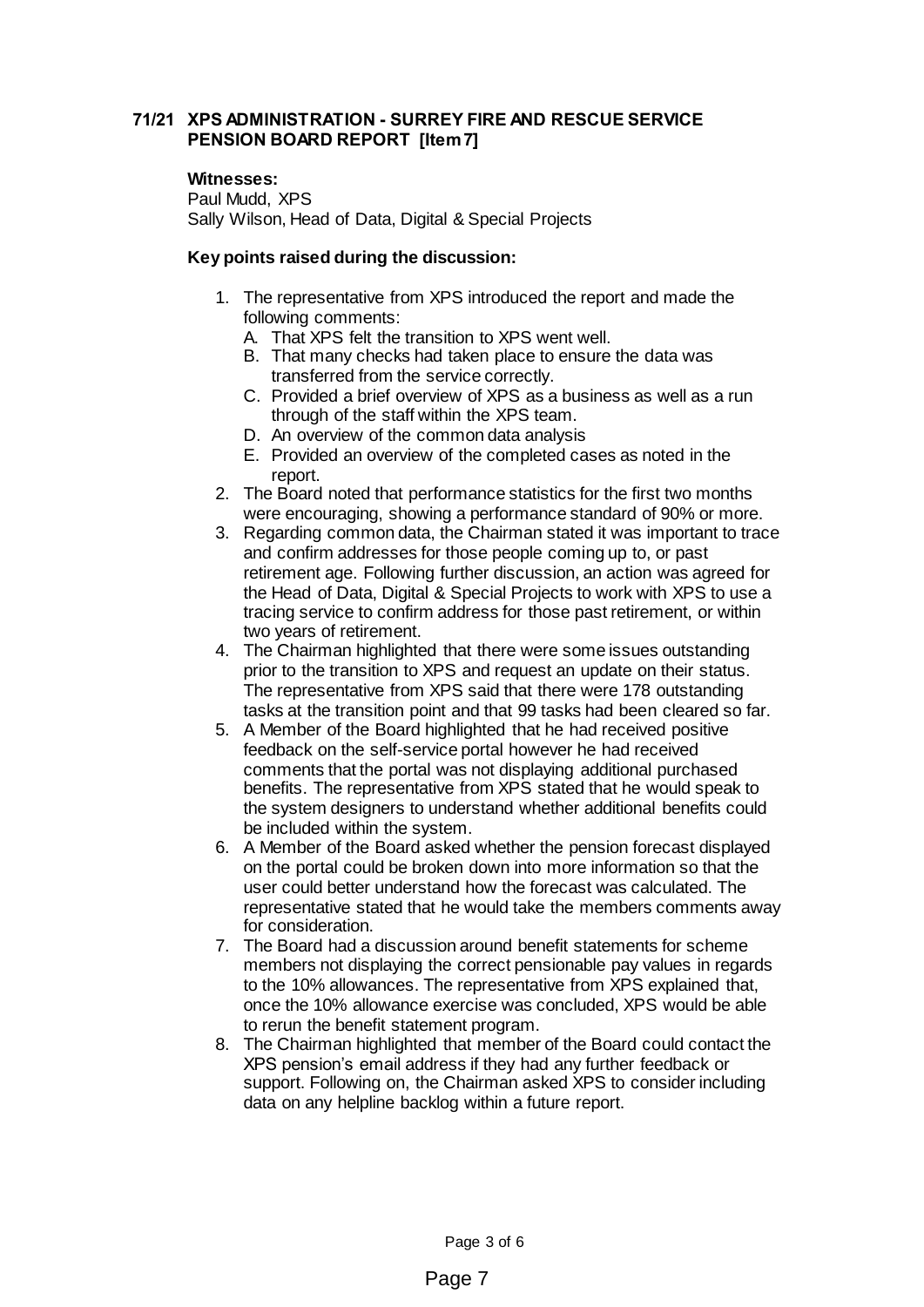## 71/21 XPS ADMINISTRATION - SURREY FIRE AND RESCUE SERVICE PENSION BOARD REPORT [Item 7]

**Witnesses:**
Paul Mudd, XPS
Sally Wilson, Head of Data, Digital & Special Projects

**Key points raised during the discussion:**

1. The representative from XPS introduced the report and made the following comments:
   A. That XPS felt the transition to XPS went well.
   B. That many checks had taken place to ensure the data was transferred from the service correctly.
   C. Provided a brief overview of XPS as a business as well as a run through of the staff within the XPS team.
   D. An overview of the common data analysis
   E. Provided an overview of the completed cases as noted in the report.
2. The Board noted that performance statistics for the first two months were encouraging, showing a performance standard of 90% or more.
3. Regarding common data, the Chairman stated it was important to trace and confirm addresses for those people coming up to, or past retirement age. Following further discussion, an action was agreed for the Head of Data, Digital & Special Projects to work with XPS to use a tracing service to confirm address for those past retirement, or within two years of retirement.
4. The Chairman highlighted that there were some issues outstanding prior to the transition to XPS and request an update on their status. The representative from XPS said that there were 178 outstanding tasks at the transition point and that 99 tasks had been cleared so far.
5. A Member of the Board highlighted that he had received positive feedback on the self-service portal however he had received comments that the portal was not displaying additional purchased benefits. The representative from XPS stated that he would speak to the system designers to understand whether additional benefits could be included within the system.
6. A Member of the Board asked whether the pension forecast displayed on the portal could be broken down into more information so that the user could better understand how the forecast was calculated. The representative stated that he would take the members comments away for consideration.
7. The Board had a discussion around benefit statements for scheme members not displaying the correct pensionable pay values in regards to the 10% allowances. The representative from XPS explained that, once the 10% allowance exercise was concluded, XPS would be able to rerun the benefit statement program.
8. The Chairman highlighted that member of the Board could contact the XPS pension's email address if they had any further feedback or support. Following on, the Chairman asked XPS to consider including data on any helpline backlog within a future report.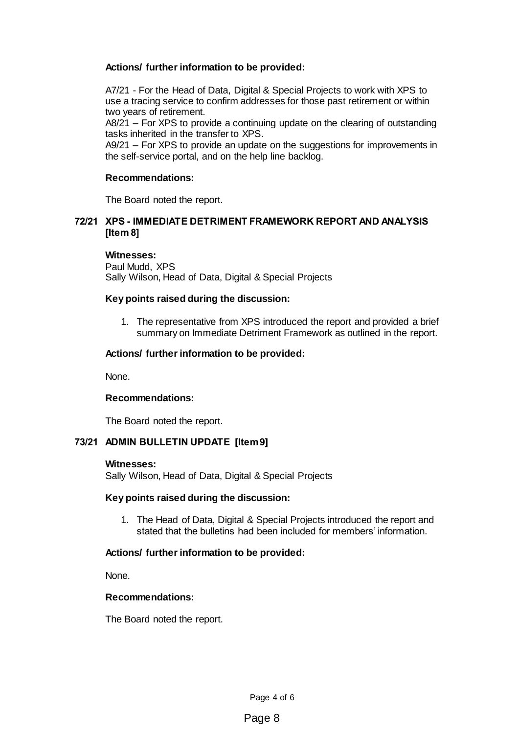**Actions/ further information to be provided:**

A7/21 - For the Head of Data, Digital & Special Projects to work with XPS to use a tracing service to confirm addresses for those past retirement or within two years of retirement.
A8/21 – For XPS to provide a continuing update on the clearing of outstanding tasks inherited in the transfer to XPS.
A9/21 – For XPS to provide an update on the suggestions for improvements in the self-service portal, and on the help line backlog.

**Recommendations:**

The Board noted the report.

## 72/21 XPS - IMMEDIATE DETRIMENT FRAMEWORK REPORT AND ANALYSIS [Item 8]

**Witnesses:**
Paul Mudd, XPS
Sally Wilson, Head of Data, Digital & Special Projects

**Key points raised during the discussion:**

1. The representative from XPS introduced the report and provided a brief summary on Immediate Detriment Framework as outlined in the report.

**Actions/ further information to be provided:**

None.

**Recommendations:**

The Board noted the report.

## 73/21 ADMIN BULLETIN UPDATE [Item 9]

**Witnesses:**
Sally Wilson, Head of Data, Digital & Special Projects

**Key points raised during the discussion:**

1. The Head of Data, Digital & Special Projects introduced the report and stated that the bulletins had been included for members' information.

**Actions/ further information to be provided:**

None.

**Recommendations:**

The Board noted the report.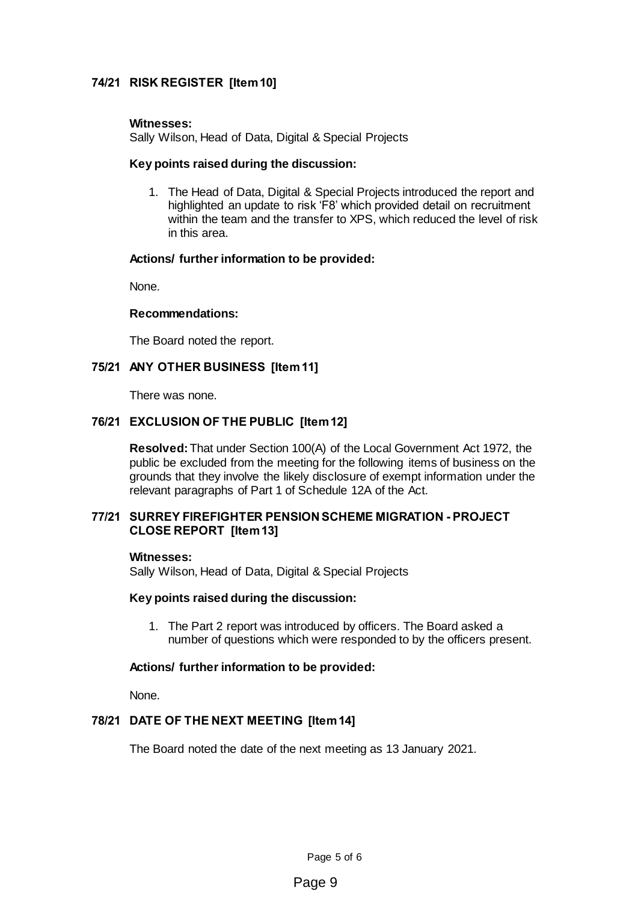## 74/21 RISK REGISTER [Item 10]

**Witnesses:**

Sally Wilson, Head of Data, Digital & Special Projects

**Key points raised during the discussion:**

1. The Head of Data, Digital & Special Projects introduced the report and highlighted an update to risk 'F8' which provided detail on recruitment within the team and the transfer to XPS, which reduced the level of risk in this area.

**Actions/ further information to be provided:**

None.

**Recommendations:**

The Board noted the report.

## 75/21 ANY OTHER BUSINESS [Item 11]

There was none.

## 76/21 EXCLUSION OF THE PUBLIC [Item 12]

**Resolved:** That under Section 100(A) of the Local Government Act 1972, the public be excluded from the meeting for the following items of business on the grounds that they involve the likely disclosure of exempt information under the relevant paragraphs of Part 1 of Schedule 12A of the Act.

## 77/21 SURREY FIREFIGHTER PENSION SCHEME MIGRATION - PROJECT CLOSE REPORT [Item 13]

**Witnesses:**

Sally Wilson, Head of Data, Digital & Special Projects

**Key points raised during the discussion:**

1. The Part 2 report was introduced by officers. The Board asked a number of questions which were responded to by the officers present.

**Actions/ further information to be provided:**

None.

## 78/21 DATE OF THE NEXT MEETING [Item 14]

The Board noted the date of the next meeting as 13 January 2021.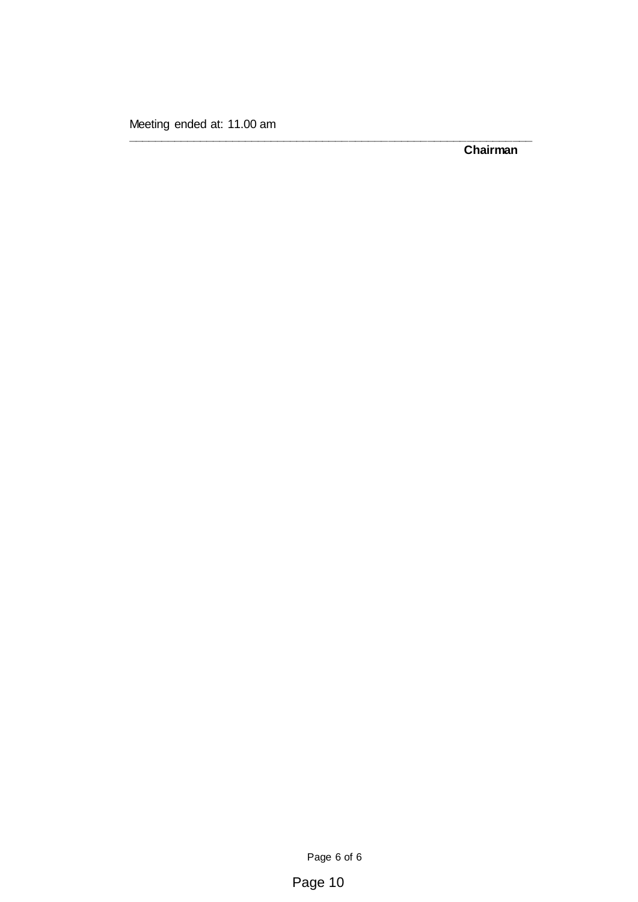Meeting ended at: 11.00 am

---

**Chairman**